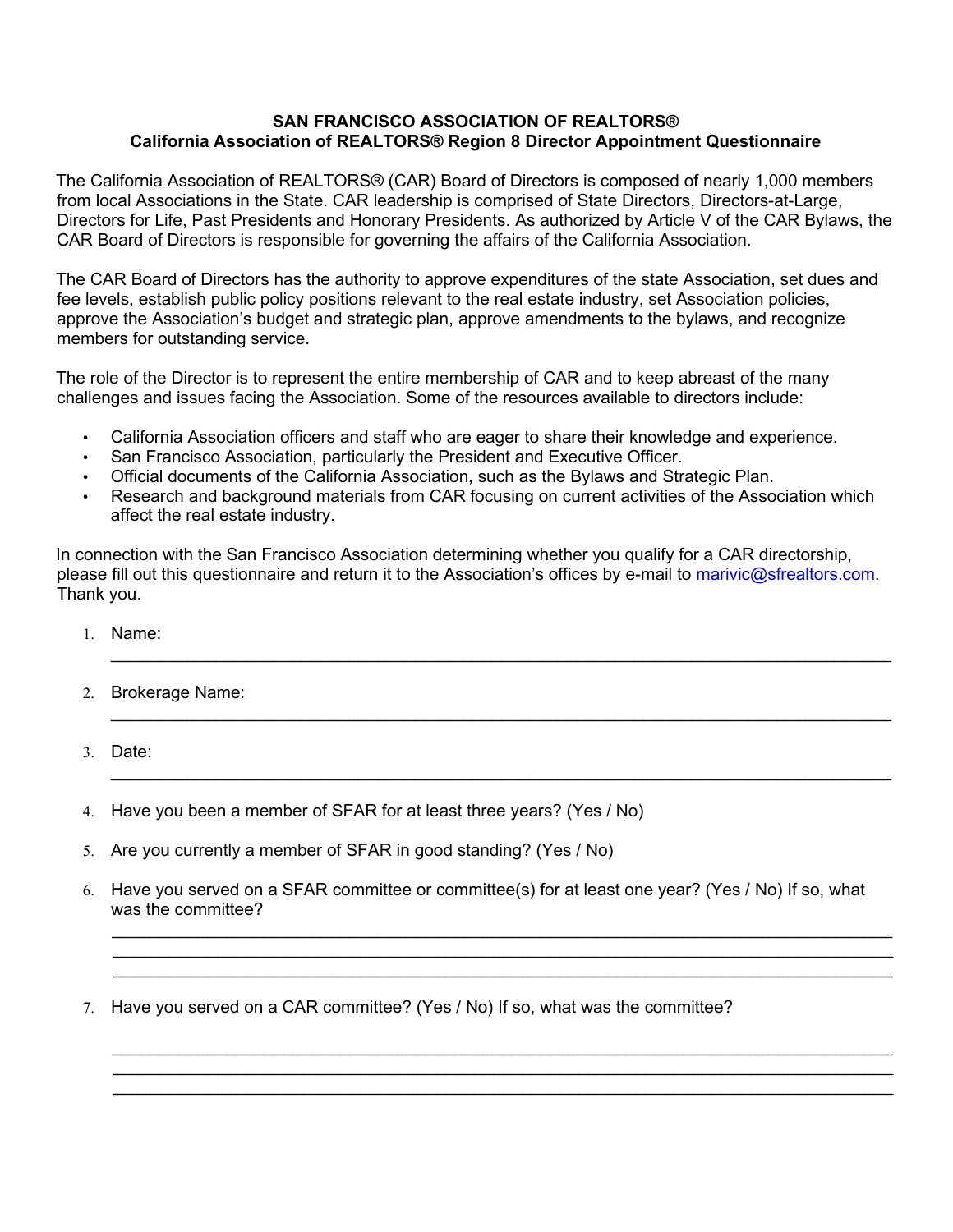**SAN FRANCISCO ASSOCIATION OF REALTORS®**
**California Association of REALTORS® Region 8 Director Appointment Questionnaire**

The California Association of REALTORS® (CAR) Board of Directors is composed of nearly 1,000 members from local Associations in the State. CAR leadership is comprised of State Directors, Directors-at-Large, Directors for Life, Past Presidents and Honorary Presidents. As authorized by Article V of the CAR Bylaws, the CAR Board of Directors is responsible for governing the affairs of the California Association.

The CAR Board of Directors has the authority to approve expenditures of the state Association, set dues and fee levels, establish public policy positions relevant to the real estate industry, set Association policies, approve the Association's budget and strategic plan, approve amendments to the bylaws, and recognize members for outstanding service.

The role of the Director is to represent the entire membership of CAR and to keep abreast of the many challenges and issues facing the Association. Some of the resources available to directors include:

- California Association officers and staff who are eager to share their knowledge and experience.
- San Francisco Association, particularly the President and Executive Officer.
- Official documents of the California Association, such as the Bylaws and Strategic Plan.
- Research and background materials from CAR focusing on current activities of the Association which affect the real estate industry.

In connection with the San Francisco Association determining whether you qualify for a CAR directorship, please fill out this questionnaire and return it to the Association's offices by e-mail to marivic@sfrealtors.com. Thank you.

1. Name:
   ______________________________________________________________________

2. Brokerage Name:
   ______________________________________________________________________

3. Date:
   ______________________________________________________________________

4. Have you been a member of SFAR for at least three years? (Yes / No)

5. Are you currently a member of SFAR in good standing? (Yes / No)

6. Have you served on a SFAR committee or committee(s) for at least one year? (Yes / No) If so, what was the committee?
   ______________________________________________________________________
   ______________________________________________________________________
   ______________________________________________________________________

7. Have you served on a CAR committee? (Yes / No) If so, what was the committee?
   ______________________________________________________________________
   ______________________________________________________________________
   ______________________________________________________________________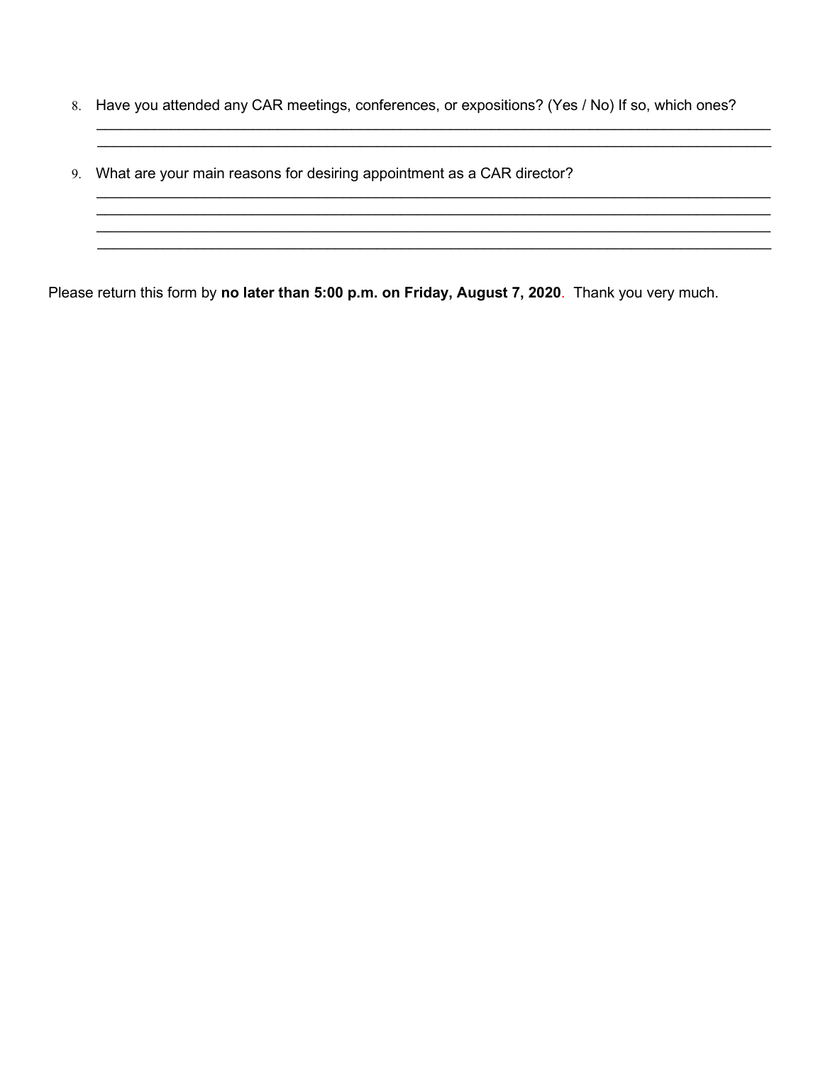8. Have you attended any CAR meetings, conferences, or expositions? (Yes / No) If so, which ones?

   ______________________________________________________________________________
   ______________________________________________________________________________

9. What are your main reasons for desiring appointment as a CAR director?

   ______________________________________________________________________________
   ______________________________________________________________________________
   ______________________________________________________________________________
   ______________________________________________________________________________

Please return this form by **no later than 5:00 p.m. on Friday, August 7, 2020**. Thank you very much.